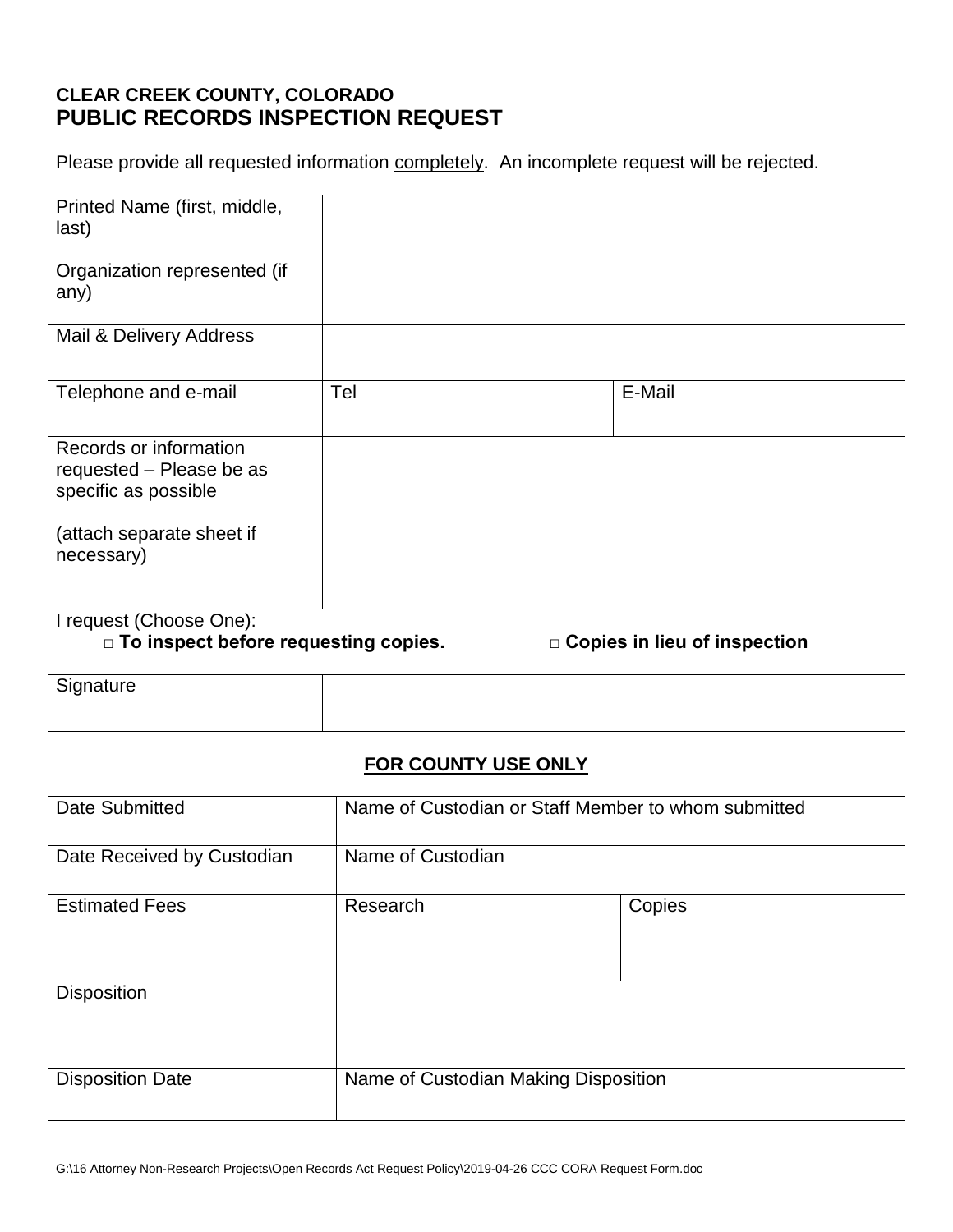**CLEAR CREEK COUNTY, COLORADO**

# PUBLIC RECORDS INSPECTION REQUEST

Please provide all requested information completely. An incomplete request will be rejected.

| | | |
|---|---|---|
| Printed Name (first, middle, last) | | |
| Organization represented (if any) | | |
| Mail & Delivery Address | | |
| Telephone and e-mail | Tel | E-Mail |
| Records or information requested – Please be as specific as possible<br><br>(attach separate sheet if necessary) | | |
| I request (Choose One):<br>□ **To inspect before requesting copies.** | | □ **Copies in lieu of inspection** |
| Signature | | |

**FOR COUNTY USE ONLY**

| | | |
|---|---|---|
| Date Submitted | Name of Custodian or Staff Member to whom submitted | |
| Date Received by Custodian | Name of Custodian | |
| Estimated Fees | Research | Copies |
| Disposition | | |
| Disposition Date | Name of Custodian Making Disposition | |

G:\16 Attorney Non-Research Projects\Open Records Act Request Policy\2019-04-26 CCC CORA Request Form.doc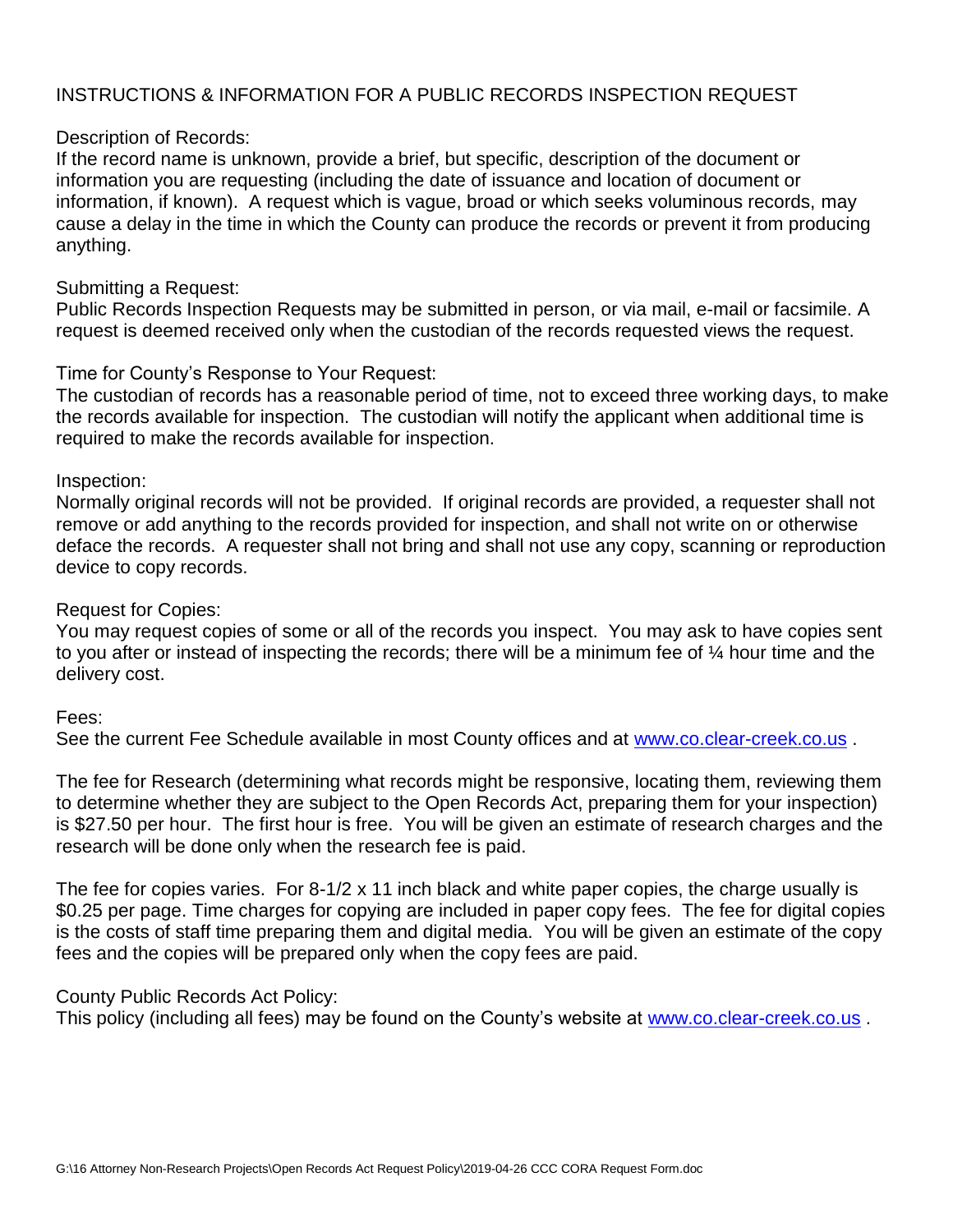# INSTRUCTIONS & INFORMATION FOR A PUBLIC RECORDS INSPECTION REQUEST

## Description of Records:

If the record name is unknown, provide a brief, but specific, description of the document or information you are requesting (including the date of issuance and location of document or information, if known). A request which is vague, broad or which seeks voluminous records, may cause a delay in the time in which the County can produce the records or prevent it from producing anything.

## Submitting a Request:

Public Records Inspection Requests may be submitted in person, or via mail, e-mail or facsimile. A request is deemed received only when the custodian of the records requested views the request.

## Time for County's Response to Your Request:

The custodian of records has a reasonable period of time, not to exceed three working days, to make the records available for inspection. The custodian will notify the applicant when additional time is required to make the records available for inspection.

## Inspection:

Normally original records will not be provided. If original records are provided, a requester shall not remove or add anything to the records provided for inspection, and shall not write on or otherwise deface the records. A requester shall not bring and shall not use any copy, scanning or reproduction device to copy records.

## Request for Copies:

You may request copies of some or all of the records you inspect. You may ask to have copies sent to you after or instead of inspecting the records; there will be a minimum fee of ¼ hour time and the delivery cost.

## Fees:

See the current Fee Schedule available in most County offices and at [www.co.clear-creek.co.us](http://www.co.clear-creek.co.us) .

The fee for Research (determining what records might be responsive, locating them, reviewing them to determine whether they are subject to the Open Records Act, preparing them for your inspection) is $27.50 per hour. The first hour is free. You will be given an estimate of research charges and the research will be done only when the research fee is paid.

The fee for copies varies. For 8-1/2 x 11 inch black and white paper copies, the charge usually is $0.25 per page. Time charges for copying are included in paper copy fees. The fee for digital copies is the costs of staff time preparing them and digital media. You will be given an estimate of the copy fees and the copies will be prepared only when the copy fees are paid.

## County Public Records Act Policy:

This policy (including all fees) may be found on the County's website at [www.co.clear-creek.co.us](http://www.co.clear-creek.co.us) .

G:\16 Attorney Non-Research Projects\Open Records Act Request Policy\2019-04-26 CCC CORA Request Form.doc